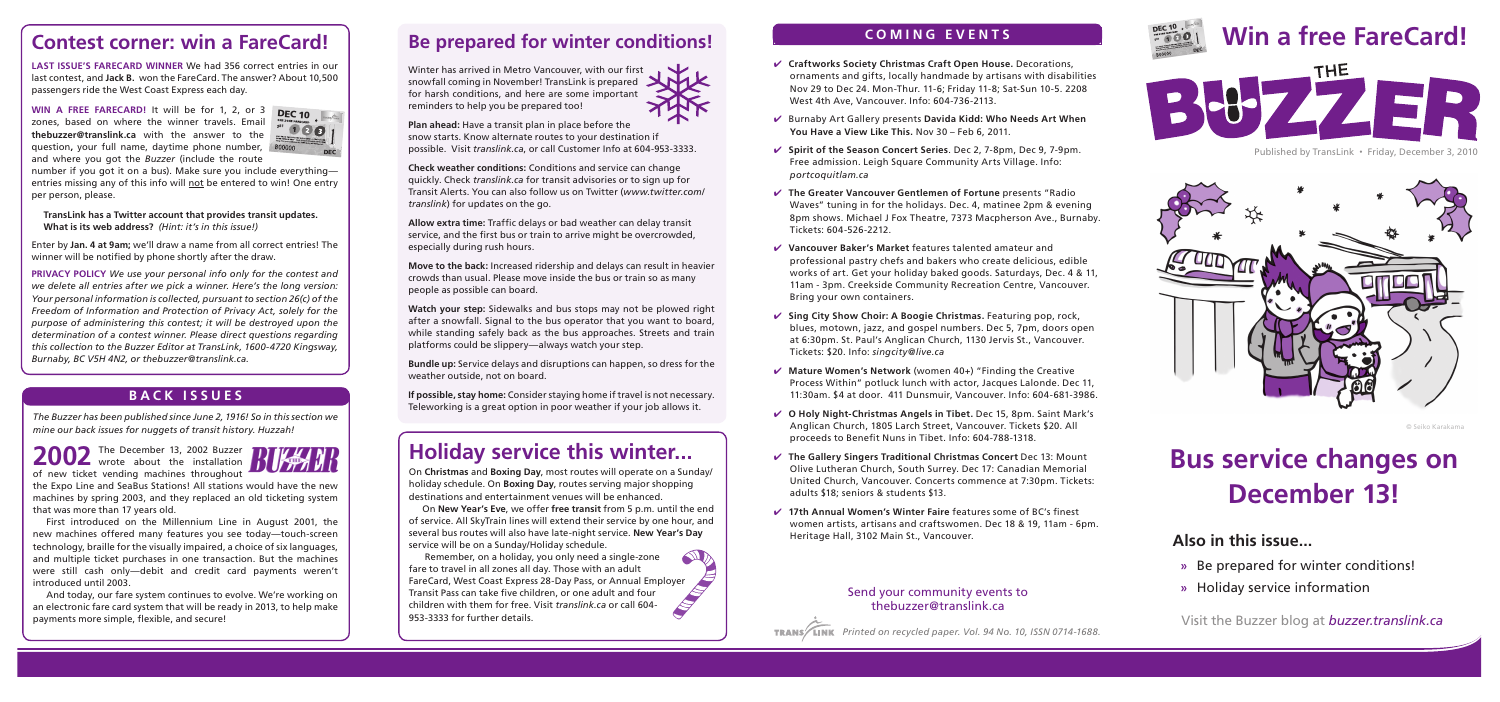# Win a free FareCard!

# THE BUZZER

Published by TransLink • Friday, December 3, 2010

© Seiko Karakama

# Bus service changes on December 13!

## Also in this issue...

- Be prepared for winter conditions!
- Holiday service information

Visit the Buzzer blog at *buzzer.translink.ca*

## Contest corner: win a FareCard!

**LAST ISSUE'S FARECARD WINNER** We had 356 correct entries in our last contest, and **Jack B.** won the FareCard. The answer? About 10,500 passengers ride the West Coast Express each day.

**WIN A FREE FARECARD!** It will be for 1, 2, or 3 zones, based on where the winner travels. Email **thebuzzer@translink.ca** with the answer to the question**,** your full name, daytime phone number, and where you got the *Buzzer* (include the route number if you got it on a bus). Make sure you include everything—entries missing any of this info will not be entered to win! One entry per person, please.

**TransLink has a Twitter account that provides transit updates. What is its web address?** *(Hint: it's in this issue!)*

Enter by **Jan. 4 at 9am;** we'll draw a name from all correct entries! The winner will be notified by phone shortly after the draw.

**PRIVACY POLICY** *We use your personal info only for the contest and we delete all entries after we pick a winner. Here's the long version: Your personal information is collected, pursuant to section 26(c) of the Freedom of Information and Protection of Privacy Act, solely for the purpose of administering this contest; it will be destroyed upon the determination of a contest winner. Please direct questions regarding this collection to the Buzzer Editor at TransLink, 1600-4720 Kingsway, Burnaby, BC V5H 4N2, or thebuzzer@translink.ca.*

## BACK ISSUES

*The Buzzer has been published since June 2, 1916! So in this section we mine our back issues for nuggets of transit history. Huzzah!*

**2002** The December 13, 2002 Buzzer wrote about the installation of new ticket vending machines throughout the Expo Line and SeaBus Stations! All stations would have the new machines by spring 2003, and they replaced an old ticketing system that was more than 17 years old.

First introduced on the Millennium Line in August 2001, the new machines offered many features you see today—touch-screen technology, braille for the visually impaired, a choice of six languages, and multiple ticket purchases in one transaction. But the machines were still cash only—debit and credit card payments weren't introduced until 2003.

And today, our fare system continues to evolve. We're working on an electronic fare card system that will be ready in 2013, to help make payments more simple, flexible, and secure!

## Be prepared for winter conditions!

Winter has arrived in Metro Vancouver, with our first snowfall coming in November! TransLink is prepared for harsh conditions, and here are some important reminders to help you be prepared too!

**Plan ahead:** Have a transit plan in place before the snow starts. Know alternate routes to your destination if possible. Visit *translink.ca*, or call Customer Info at 604-953-3333.

**Check weather conditions:** Conditions and service can change quickly. Check *translink.ca* for transit advisories or to sign up for Transit Alerts. You can also follow us on Twitter (*www.twitter.com/translink*) for updates on the go.

**Allow extra time:** Traffic delays or bad weather can delay transit service, and the first bus or train to arrive might be overcrowded, especially during rush hours.

**Move to the back:** Increased ridership and delays can result in heavier crowds than usual. Please move inside the bus or train so as many people as possible can board.

**Watch your step:** Sidewalks and bus stops may not be plowed right after a snowfall. Signal to the bus operator that you want to board, while standing safely back as the bus approaches. Streets and train platforms could be slippery—always watch your step.

**Bundle up:** Service delays and disruptions can happen, so dress for the weather outside, not on board.

**If possible, stay home:** Consider staying home if travel is not necessary. Teleworking is a great option in poor weather if your job allows it.

## Holiday service this winter...

On **Christmas** and **Boxing Day**, most routes will operate on a Sunday/holiday schedule. On **Boxing Day**, routes serving major shopping destinations and entertainment venues will be enhanced.

On **New Year's Eve**, we offer **free transit** from 5 p.m. until the end of service. All SkyTrain lines will extend their service by one hour, and several bus routes will also have late-night service. **New Year's Day** service will be on a Sunday/Holiday schedule.

Remember, on a holiday, you only need a single-zone fare to travel in all zones all day. Those with an adult FareCard, West Coast Express 28-Day Pass, or Annual Employer Transit Pass can take five children, or one adult and four children with them for free. Visit *translink.ca* or call 604-953-3333 for further details.

## COMING EVENTS

- ✔ **Craftworks Society Christmas Craft Open House.** Decorations, ornaments and gifts, locally handmade by artisans with disabilities Nov 29 to Dec 24. Mon-Thur. 11-6; Friday 11-8; Sat-Sun 10-5. 2208 West 4th Ave, Vancouver. Info: 604-736-2113.
- ✔ Burnaby Art Gallery presents **Davida Kidd: Who Needs Art When You Have a View Like This.** Nov 30 – Feb 6, 2011.
- ✔ **Spirit of the Season Concert Series**. Dec 2, 7-8pm, Dec 9, 7-9pm. Free admission. Leigh Square Community Arts Village. Info: *portcoquitlam.ca*
- ✔ **The Greater Vancouver Gentlemen of Fortune** presents "Radio Waves" tuning in for the holidays. Dec. 4, matinee 2pm & evening 8pm shows. Michael J Fox Theatre, 7373 Macpherson Ave., Burnaby. Tickets: 604-526-2212.
- ✔ **Vancouver Baker's Market** features talented amateur and professional pastry chefs and bakers who create delicious, edible works of art. Get your holiday baked goods. Saturdays, Dec. 4 & 11, 11am - 3pm. Creekside Community Recreation Centre, Vancouver. Bring your own containers.
- ✔ **Sing City Show Choir: A Boogie Christmas.** Featuring pop, rock, blues, motown, jazz, and gospel numbers. Dec 5, 7pm, doors open at 6:30pm. St. Paul's Anglican Church, 1130 Jervis St., Vancouver. Tickets: $20. Info: *singcity@live.ca*
- ✔ **Mature Women's Network** (women 40+) "Finding the Creative Process Within" potluck lunch with actor, Jacques Lalonde. Dec 11, 11:30am. $4 at door. 411 Dunsmuir, Vancouver. Info: 604-681-3986.
- ✔ **O Holy Night-Christmas Angels in Tibet.** Dec 15, 8pm. Saint Mark's Anglican Church, 1805 Larch Street, Vancouver. Tickets $20. All proceeds to Benefit Nuns in Tibet. Info: 604-788-1318.
- ✔ **The Gallery Singers Traditional Christmas Concert** Dec 13: Mount Olive Lutheran Church, South Surrey. Dec 17: Canadian Memorial United Church, Vancouver. Concerts commence at 7:30pm. Tickets: adults $18; seniors & students $13.
- ✔ **17th Annual Women's Winter Faire** features some of BC's finest women artists, artisans and craftswomen. Dec 18 & 19, 11am - 6pm. Heritage Hall, 3102 Main St., Vancouver.

Send your community events to thebuzzer@translink.ca

*Printed on recycled paper. Vol. 94 No. 10, ISSN 0714-1688.*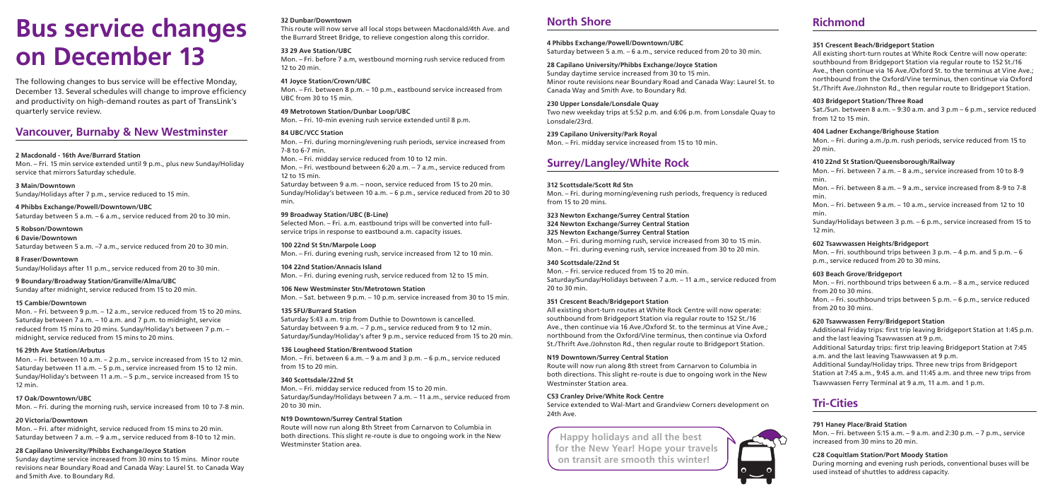# Bus service changes on December 13

The following changes to bus service will be effective Monday, December 13. Several schedules will change to improve efficiency and productivity on high-demand routes as part of TransLink's quarterly service review.

## Vancouver, Burnaby & New Westminster

**2 Macdonald - 16th Ave/Burrard Station**
Mon. – Fri. 15 min service extended until 9 p.m., plus new Sunday/Holiday service that mirrors Saturday schedule.

**3 Main/Downtown**
Sunday/Holidays after 7 p.m., service reduced to 15 min.

**4 Phibbs Exchange/Powell/Downtown/UBC**
Saturday between 5 a.m. – 6 a.m., service reduced from 20 to 30 min.

**5 Robson/Downtown**
**6 Davie/Downtown**
Saturday between 5 a.m. –7 a.m., service reduced from 20 to 30 min.

**8 Fraser/Downtown**
Sunday/Holidays after 11 p.m., service reduced from 20 to 30 min.

**9 Boundary/Broadway Station/Granville/Alma/UBC**
Sunday after midnight, service reduced from 15 to 20 min.

**15 Cambie/Downtown**
Mon. – Fri. between 9 p.m. – 12 a.m., service reduced from 15 to 20 mins. Saturday between 7 a.m. – 10 a.m. and 7 p.m. to midnight, service reduced from 15 mins to 20 mins. Sunday/Holiday's between 7 p.m. – midnight, service reduced from 15 mins to 20 mins.

**16 29th Ave Station/Arbutus**
Mon. – Fri. between 10 a.m. – 2 p.m., service increased from 15 to 12 min. Saturday between 11 a.m. – 5 p.m., service increased from 15 to 12 min. Sunday/Holiday's between 11 a.m. – 5 p.m., service increased from 15 to 12 min.

**17 Oak/Downtown/UBC**
Mon. – Fri. during the morning rush, service increased from 10 to 7-8 min.

**20 Victoria/Downtown**
Mon. – Fri. after midnight, service reduced from 15 mins to 20 min. Saturday between 7 a.m. – 9 a.m., service reduced from 8-10 to 12 min.

**28 Capilano University/Phibbs Exchange/Joyce Station**
Sunday daytime service increased from 30 mins to 15 mins. Minor route revisions near Boundary Road and Canada Way: Laurel St. to Canada Way and Smith Ave. to Boundary Rd.

**32 Dunbar/Downtown**
This route will now serve all local stops between Macdonald/4th Ave. and the Burrard Street Bridge, to relieve congestion along this corridor.

**33 29 Ave Station/UBC**
Mon. – Fri. before 7 a.m, westbound morning rush service reduced from 12 to 20 min.

**41 Joyce Station/Crown/UBC**
Mon. – Fri. between 8 p.m. – 10 p.m., eastbound service increased from UBC from 30 to 15 min.

**49 Metrotown Station/Dunbar Loop/UBC**
Mon. – Fri. 10-min evening rush service extended until 8 p.m.

**84 UBC/VCC Station**
Mon. – Fri. during morning/evening rush periods, service increased from 7-8 to 6-7 min.
Mon. – Fri. midday service reduced from 10 to 12 min.
Mon. – Fri. westbound between 6:20 a.m. – 7 a.m., service reduced from 12 to 15 min.
Saturday between 9 a.m. – noon, service reduced from 15 to 20 min. Sunday/Holiday's between 10 a.m. – 6 p.m., service reduced from 20 to 30 min.

**99 Broadway Station/UBC (B-Line)**
Selected Mon. – Fri. a.m. eastbound trips will be converted into full-service trips in response to eastbound a.m. capacity issues.

**100 22nd St Stn/Marpole Loop**
Mon. – Fri. during evening rush, service increased from 12 to 10 min.

**104 22nd Station/Annacis Island**
Mon. – Fri. during evening rush, service reduced from 12 to 15 min.

**106 New Westminster Stn/Metrotown Station**
Mon. – Sat. between 9 p.m. – 10 p.m. service increased from 30 to 15 min.

**135 SFU/Burrard Station**
Saturday 5:43 a.m. trip from Duthie to Downtown is cancelled.
Saturday between 9 a.m. – 7 p.m., service reduced from 9 to 12 min. Saturday/Sunday/Holiday's after 9 p.m., service reduced from 15 to 20 min.

**136 Lougheed Station/Brentwood Station**
Mon. – Fri. between 6 a.m. – 9 a.m and 3 p.m. – 6 p.m., service reduced from 15 to 20 min.

**340 Scottsdale/22nd St**
Mon. – Fri. midday service reduced from 15 to 20 min.
Saturday/Sunday/Holidays between 7 a.m. – 11 a.m., service reduced from 20 to 30 min.

**N19 Downtown/Surrey Central Station**
Route will now run along 8th Street from Carnarvon to Columbia in both directions. This slight re-route is due to ongoing work in the New Westminster Station area.

## North Shore

**4 Phibbs Exchange/Powell/Downtown/UBC**
Saturday between 5 a.m. – 6 a.m., service reduced from 20 to 30 min.

**28 Capilano University/Phibbs Exchange/Joyce Station**
Sunday daytime service increased from 30 to 15 min.
Minor route revisions near Boundary Road and Canada Way: Laurel St. to Canada Way and Smith Ave. to Boundary Rd.

**230 Upper Lonsdale/Lonsdale Quay**
Two new weekday trips at 5:52 p.m. and 6:06 p.m. from Lonsdale Quay to Lonsdale/23rd.

**239 Capilano University/Park Royal**
Mon. – Fri. midday service increased from 15 to 10 min.

## Surrey/Langley/White Rock

**312 Scottsdale/Scott Rd Stn**
Mon. – Fri. during morning/evening rush periods, frequency is reduced from 15 to 20 mins.

**323 Newton Exchange/Surrey Central Station**
**324 Newton Exchange/Surrey Central Station**
**325 Newton Exchange/Surrey Central Station**
Mon. – Fri. during morning rush, service increased from 30 to 15 min.
Mon. – Fri. during evening rush, service increased from 30 to 20 min.

**340 Scottsdale/22nd St**
Mon. – Fri. service reduced from 15 to 20 min.
Saturday/Sunday/Holidays between 7 a.m. – 11 a.m., service reduced from 20 to 30 min.

**351 Crescent Beach/Bridgeport Station**
All existing short-turn routes at White Rock Centre will now operate: southbound from Bridgeport Station via regular route to 152 St./16 Ave., then continue via 16 Ave./Oxford St. to the terminus at Vine Ave.; northbound from the Oxford/Vine terminus, then continue via Oxford St./Thrift Ave./Johnston Rd., then regular route to Bridgeport Station.

**N19 Downtown/Surrey Central Station**
Route will now run along 8th street from Carnarvon to Columbia in both directions. This slight re-route is due to ongoing work in the New Westminster Station area.

**C53 Cranley Drive/White Rock Centre**
Service extended to Wal-Mart and Grandview Corners development on 24th Ave.

**Happy holidays and all the best for the New Year! Hope your travels on transit are smooth this winter!**

## Richmond

**351 Crescent Beach/Bridgeport Station**
All existing short-turn routes at White Rock Centre will now operate: southbound from Bridgeport Station via regular route to 152 St./16 Ave., then continue via 16 Ave./Oxford St. to the terminus at Vine Ave.; northbound from the Oxford/Vine terminus, then continue via Oxford St./Thrift Ave./Johnston Rd., then regular route to Bridgeport Station.

**403 Bridgeport Station/Three Road**
Sat./Sun. between 8 a.m. – 9:30 a.m. and 3 p.m – 6 p.m., service reduced from 12 to 15 min.

**404 Ladner Exchange/Brighouse Station**
Mon. – Fri. during a.m./p.m. rush periods, service reduced from 15 to 20 min.

**410 22nd St Station/Queensborough/Railway**
Mon. – Fri. between 7 a.m. – 8 a.m., service increased from 10 to 8-9 min.
Mon. – Fri. between 8 a.m. – 9 a.m., service increased from 8-9 to 7-8 min.
Mon. – Fri. between 9 a.m. – 10 a.m., service increased from 12 to 10 min.
Sunday/Holidays between 3 p.m. – 6 p.m., service increased from 15 to 12 min.

**602 Tsawwassen Heights/Bridgeport**
Mon. – Fri. southbound trips between 3 p.m. – 4 p.m. and 5 p.m. – 6 p.m., service reduced from 20 to 30 mins.

**603 Beach Grove/Bridgeport**
Mon. – Fri. northbound trips between 6 a.m. – 8 a.m., service reduced from 20 to 30 mins.
Mon. – Fri. southbound trips between 5 p.m. – 6 p.m., service reduced from 20 to 30 mins.

**620 Tsawwassen Ferry/Bridgeport Station**
Additional Friday trips: first trip leaving Bridgeport Station at 1:45 p.m. and the last leaving Tsawwassen at 9 p.m.
Additional Saturday trips: first trip leaving Bridgeport Station at 7:45 a.m. and the last leaving Tsawwassen at 9 p.m.
Additional Sunday/Holiday trips. Three new trips from Bridgeport Station at 7:45 a.m., 9:45 a.m. and 11:45 a.m. and three new trips from Tsawwassen Ferry Terminal at 9 a.m, 11 a.m. and 1 p.m.

## Tri-Cities

**791 Haney Place/Braid Station**
Mon. – Fri. between 5:15 a.m. – 9 a.m. and 2:30 p.m. – 7 p.m., service increased from 30 mins to 20 min.

**C28 Coquitlam Station/Port Moody Station**
During morning and evening rush periods, conventional buses will be used instead of shuttles to address capacity.